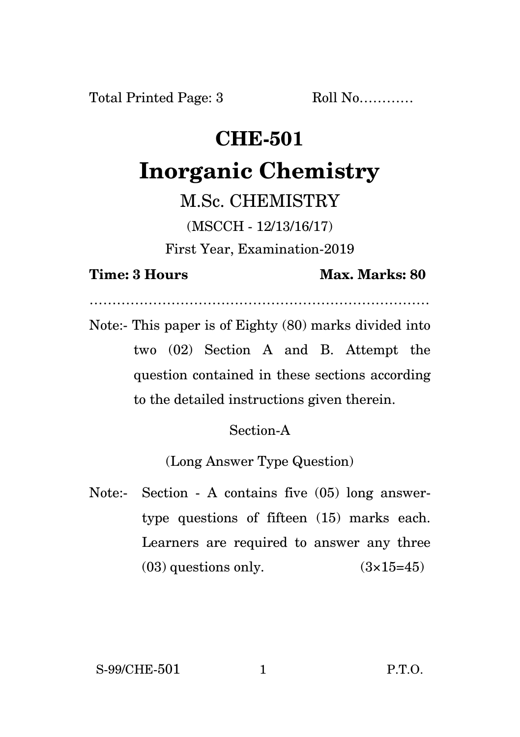Total Printed Page: 3 Roll No…………

# CHE-501

# Inorganic Chemistry

## M.Sc. CHEMISTRY

(MSCCH - 12/13/16/17)

First Year, Examination-2019

**Time: 3 Hours** **Max. Marks: 80**

…………………………………………………………………

Note:- This paper is of Eighty (80) marks divided into two (02) Section A and B. Attempt the question contained in these sections according to the detailed instructions given therein.

Section-A

(Long Answer Type Question)

Note:- Section - A contains five (05) long answer-type questions of fifteen (15) marks each. Learners are required to answer any three (03) questions only. (3×15=45)

S-99/CHE-501 P.T.O.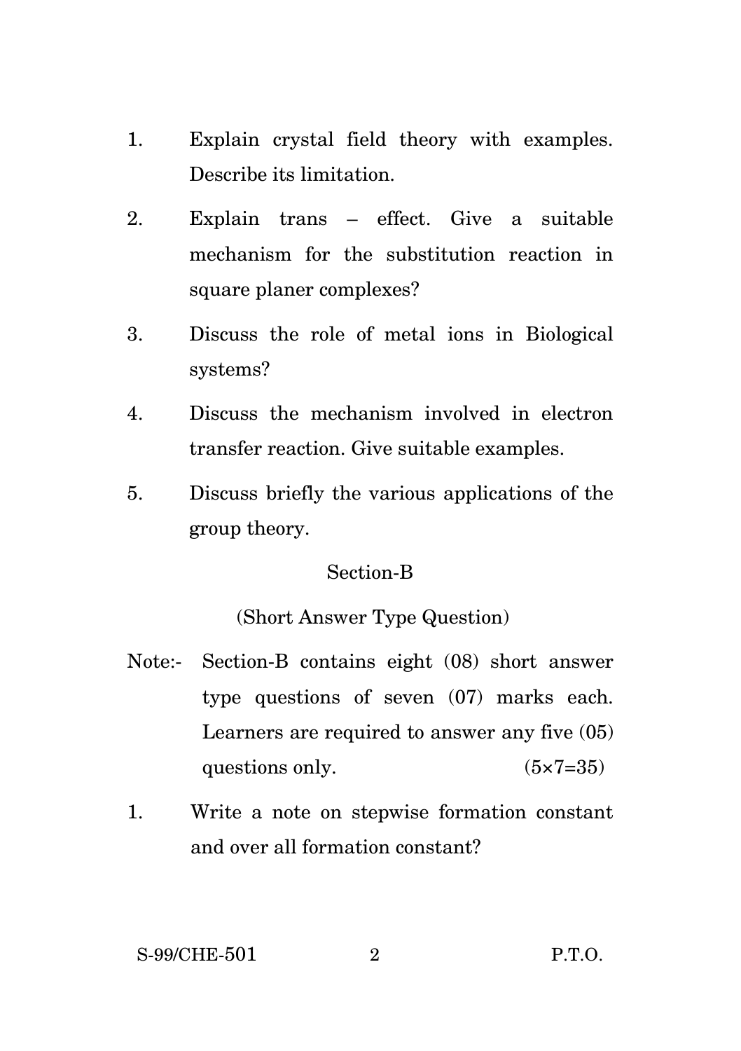1. Explain crystal field theory with examples. Describe its limitation.

2. Explain trans – effect. Give a suitable mechanism for the substitution reaction in square planer complexes?

3. Discuss the role of metal ions in Biological systems?

4. Discuss the mechanism involved in electron transfer reaction. Give suitable examples.

5. Discuss briefly the various applications of the group theory.

## Section-B

### (Short Answer Type Question)

Note:- Section-B contains eight (08) short answer type questions of seven (07) marks each. Learners are required to answer any five (05) questions only. (5×7=35)

1. Write a note on stepwise formation constant and over all formation constant?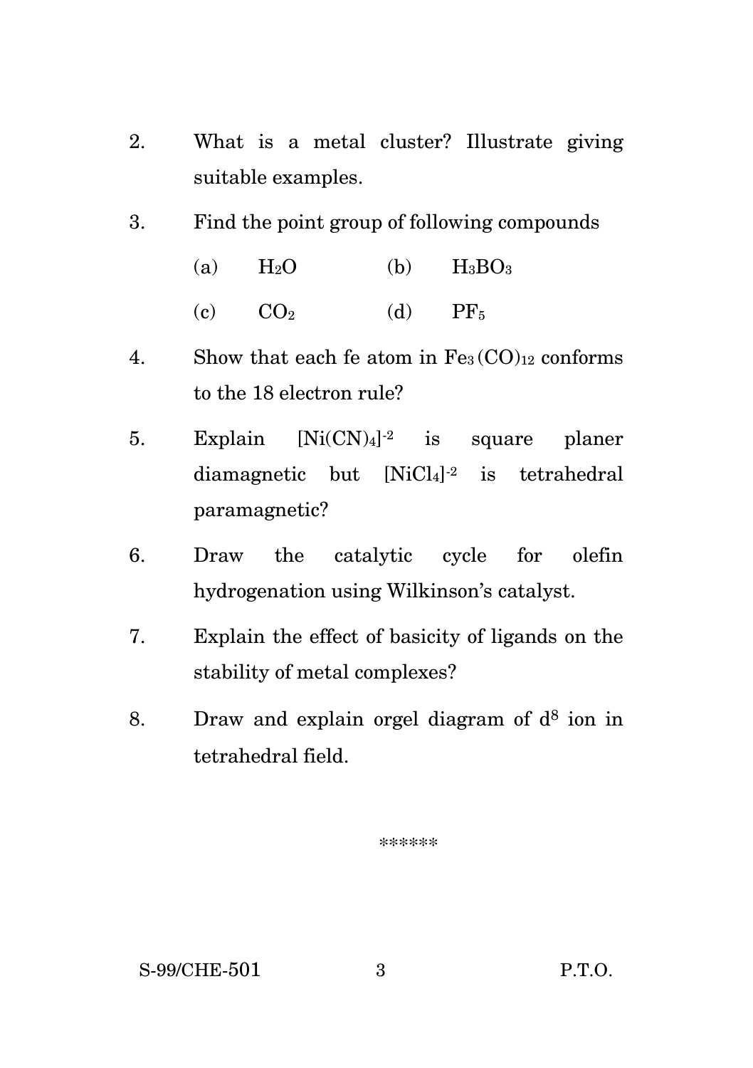2. What is a metal cluster? Illustrate giving suitable examples.

3. Find the point group of following compounds

   (a) $H_2O$ (b) $H_3BO_3$

   (c) $CO_2$ (d) $PF_5$

4. Show that each fe atom in $Fe_3(CO)_{12}$ conforms to the 18 electron rule?

5. Explain $[Ni(CN)_4]^{-2}$ is square planer diamagnetic but $[NiCl_4]^{-2}$ is tetrahedral paramagnetic?

6. Draw the catalytic cycle for olefin hydrogenation using Wilkinson's catalyst.

7. Explain the effect of basicity of ligands on the stability of metal complexes?

8. Draw and explain orgel diagram of $d^8$ ion in tetrahedral field.

******